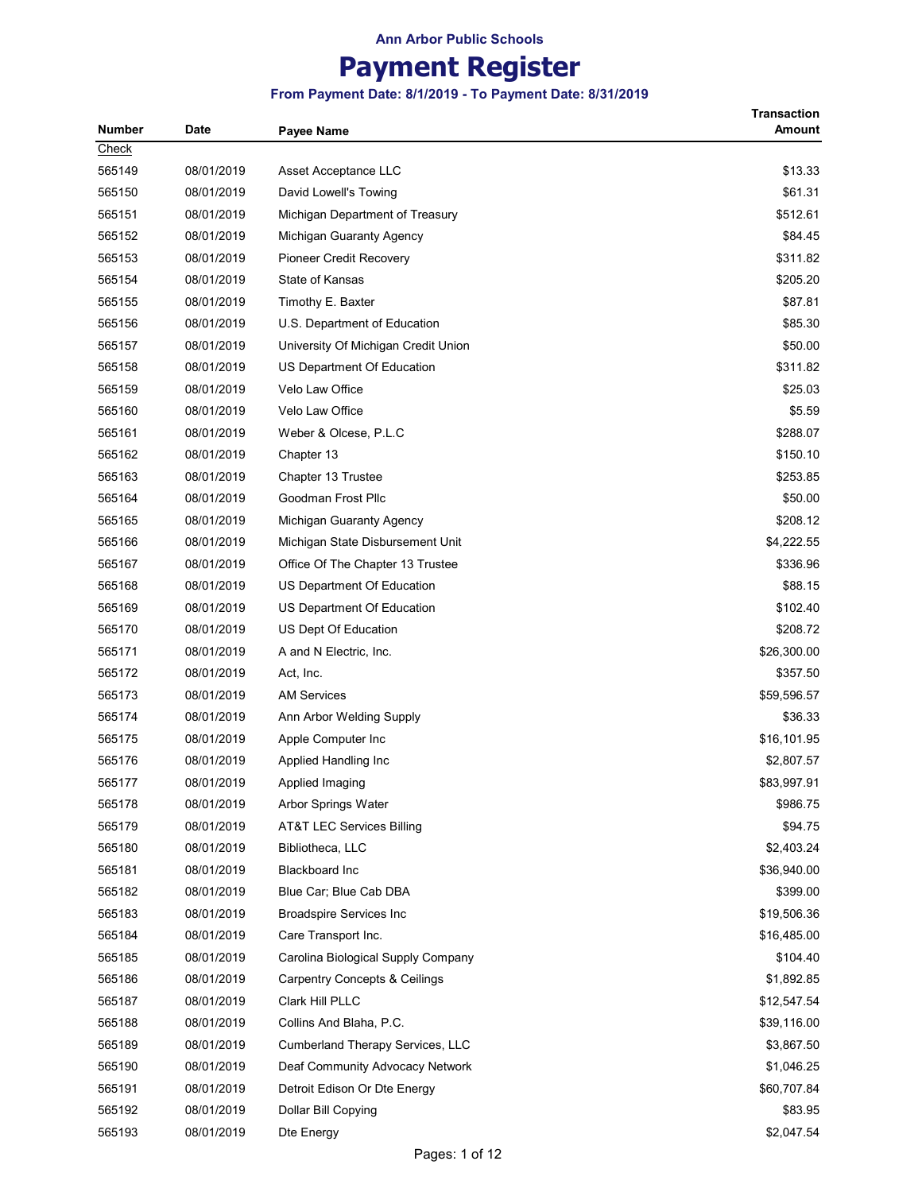Ann Arbor Public Schools

# Payment Register

**From Payment Date: 8/1/2019 - To Payment Date: 8/31/2019**

| Number | Date | Payee Name | Transaction Amount |
|---|---|---|---|
| Check | | | |
| 565149 | 08/01/2019 | Asset Acceptance LLC | $13.33 |
| 565150 | 08/01/2019 | David Lowell's Towing | $61.31 |
| 565151 | 08/01/2019 | Michigan Department of Treasury | $512.61 |
| 565152 | 08/01/2019 | Michigan Guaranty Agency | $84.45 |
| 565153 | 08/01/2019 | Pioneer Credit Recovery | $311.82 |
| 565154 | 08/01/2019 | State of Kansas | $205.20 |
| 565155 | 08/01/2019 | Timothy E. Baxter | $87.81 |
| 565156 | 08/01/2019 | U.S. Department of Education | $85.30 |
| 565157 | 08/01/2019 | University Of Michigan Credit Union | $50.00 |
| 565158 | 08/01/2019 | US Department Of Education | $311.82 |
| 565159 | 08/01/2019 | Velo Law Office | $25.03 |
| 565160 | 08/01/2019 | Velo Law Office | $5.59 |
| 565161 | 08/01/2019 | Weber & Olcese, P.L.C | $288.07 |
| 565162 | 08/01/2019 | Chapter 13 | $150.10 |
| 565163 | 08/01/2019 | Chapter 13 Trustee | $253.85 |
| 565164 | 08/01/2019 | Goodman Frost Pllc | $50.00 |
| 565165 | 08/01/2019 | Michigan Guaranty Agency | $208.12 |
| 565166 | 08/01/2019 | Michigan State Disbursement Unit | $4,222.55 |
| 565167 | 08/01/2019 | Office Of The Chapter 13 Trustee | $336.96 |
| 565168 | 08/01/2019 | US Department Of Education | $88.15 |
| 565169 | 08/01/2019 | US Department Of Education | $102.40 |
| 565170 | 08/01/2019 | US Dept Of Education | $208.72 |
| 565171 | 08/01/2019 | A and N Electric, Inc. | $26,300.00 |
| 565172 | 08/01/2019 | Act, Inc. | $357.50 |
| 565173 | 08/01/2019 | AM Services | $59,596.57 |
| 565174 | 08/01/2019 | Ann Arbor Welding Supply | $36.33 |
| 565175 | 08/01/2019 | Apple Computer Inc | $16,101.95 |
| 565176 | 08/01/2019 | Applied Handling Inc | $2,807.57 |
| 565177 | 08/01/2019 | Applied Imaging | $83,997.91 |
| 565178 | 08/01/2019 | Arbor Springs Water | $986.75 |
| 565179 | 08/01/2019 | AT&T LEC Services Billing | $94.75 |
| 565180 | 08/01/2019 | Bibliotheca, LLC | $2,403.24 |
| 565181 | 08/01/2019 | Blackboard Inc | $36,940.00 |
| 565182 | 08/01/2019 | Blue Car; Blue Cab DBA | $399.00 |
| 565183 | 08/01/2019 | Broadspire Services Inc | $19,506.36 |
| 565184 | 08/01/2019 | Care Transport Inc. | $16,485.00 |
| 565185 | 08/01/2019 | Carolina Biological Supply Company | $104.40 |
| 565186 | 08/01/2019 | Carpentry Concepts & Ceilings | $1,892.85 |
| 565187 | 08/01/2019 | Clark Hill PLLC | $12,547.54 |
| 565188 | 08/01/2019 | Collins And Blaha, P.C. | $39,116.00 |
| 565189 | 08/01/2019 | Cumberland Therapy Services, LLC | $3,867.50 |
| 565190 | 08/01/2019 | Deaf Community Advocacy Network | $1,046.25 |
| 565191 | 08/01/2019 | Detroit Edison Or Dte Energy | $60,707.84 |
| 565192 | 08/01/2019 | Dollar Bill Copying | $83.95 |
| 565193 | 08/01/2019 | Dte Energy | $2,047.54 |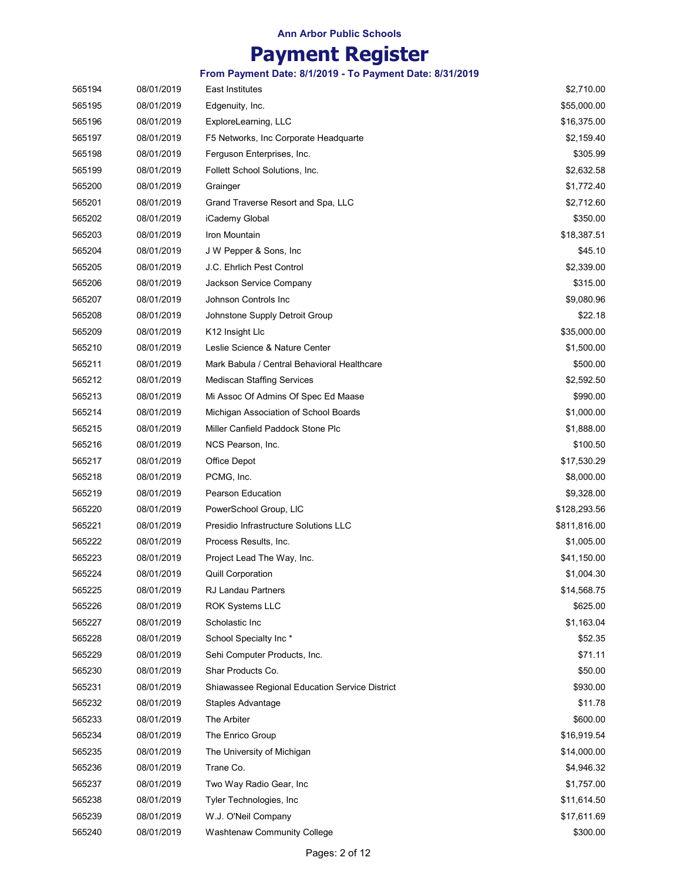# Ann Arbor Public Schools

# Payment Register

### From Payment Date: 8/1/2019 - To Payment Date: 8/31/2019

| | | | |
|---|---|---|---|
| 565194 | 08/01/2019 | East Institutes | $2,710.00 |
| 565195 | 08/01/2019 | Edgenuity, Inc. | $55,000.00 |
| 565196 | 08/01/2019 | ExploreLearning, LLC | $16,375.00 |
| 565197 | 08/01/2019 | F5 Networks, Inc Corporate Headquarte | $2,159.40 |
| 565198 | 08/01/2019 | Ferguson Enterprises, Inc. | $305.99 |
| 565199 | 08/01/2019 | Follett School Solutions, Inc. | $2,632.58 |
| 565200 | 08/01/2019 | Grainger | $1,772.40 |
| 565201 | 08/01/2019 | Grand Traverse Resort and Spa, LLC | $2,712.60 |
| 565202 | 08/01/2019 | iCademy Global | $350.00 |
| 565203 | 08/01/2019 | Iron Mountain | $18,387.51 |
| 565204 | 08/01/2019 | J W Pepper & Sons, Inc | $45.10 |
| 565205 | 08/01/2019 | J.C. Ehrlich Pest Control | $2,339.00 |
| 565206 | 08/01/2019 | Jackson Service Company | $315.00 |
| 565207 | 08/01/2019 | Johnson Controls Inc | $9,080.96 |
| 565208 | 08/01/2019 | Johnstone Supply Detroit Group | $22.18 |
| 565209 | 08/01/2019 | K12 Insight Llc | $35,000.00 |
| 565210 | 08/01/2019 | Leslie Science & Nature Center | $1,500.00 |
| 565211 | 08/01/2019 | Mark Babula / Central Behavioral Healthcare | $500.00 |
| 565212 | 08/01/2019 | Mediscan Staffing Services | $2,592.50 |
| 565213 | 08/01/2019 | Mi Assoc Of Admins Of Spec Ed Maase | $990.00 |
| 565214 | 08/01/2019 | Michigan Association of School Boards | $1,000.00 |
| 565215 | 08/01/2019 | Miller Canfield Paddock Stone Plc | $1,888.00 |
| 565216 | 08/01/2019 | NCS Pearson, Inc. | $100.50 |
| 565217 | 08/01/2019 | Office Depot | $17,530.29 |
| 565218 | 08/01/2019 | PCMG, Inc. | $8,000.00 |
| 565219 | 08/01/2019 | Pearson Education | $9,328.00 |
| 565220 | 08/01/2019 | PowerSchool Group, LlC | $128,293.56 |
| 565221 | 08/01/2019 | Presidio Infrastructure Solutions LLC | $811,816.00 |
| 565222 | 08/01/2019 | Process Results, Inc. | $1,005.00 |
| 565223 | 08/01/2019 | Project Lead The Way, Inc. | $41,150.00 |
| 565224 | 08/01/2019 | Quill Corporation | $1,004.30 |
| 565225 | 08/01/2019 | RJ Landau Partners | $14,568.75 |
| 565226 | 08/01/2019 | ROK Systems LLC | $625.00 |
| 565227 | 08/01/2019 | Scholastic Inc | $1,163.04 |
| 565228 | 08/01/2019 | School Specialty Inc * | $52.35 |
| 565229 | 08/01/2019 | Sehi Computer Products, Inc. | $71.11 |
| 565230 | 08/01/2019 | Shar Products Co. | $50.00 |
| 565231 | 08/01/2019 | Shiawassee Regional Education Service District | $930.00 |
| 565232 | 08/01/2019 | Staples Advantage | $11.78 |
| 565233 | 08/01/2019 | The Arbiter | $600.00 |
| 565234 | 08/01/2019 | The Enrico Group | $16,919.54 |
| 565235 | 08/01/2019 | The University of Michigan | $14,000.00 |
| 565236 | 08/01/2019 | Trane Co. | $4,946.32 |
| 565237 | 08/01/2019 | Two Way Radio Gear, Inc | $1,757.00 |
| 565238 | 08/01/2019 | Tyler Technologies, Inc | $11,614.50 |
| 565239 | 08/01/2019 | W.J. O'Neil Company | $17,611.69 |
| 565240 | 08/01/2019 | Washtenaw Community College | $300.00 |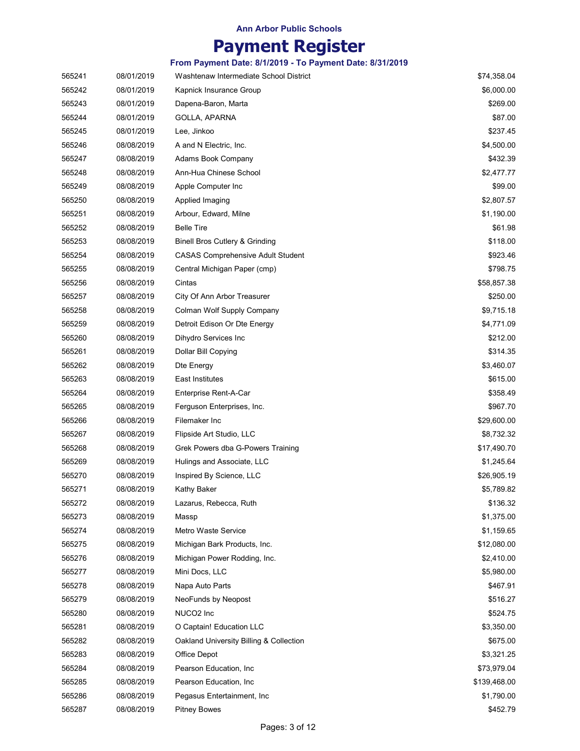Ann Arbor Public Schools

# Payment Register

### From Payment Date: 8/1/2019 - To Payment Date: 8/31/2019

| | | | |
|---|---|---|---|
| 565241 | 08/01/2019 | Washtenaw Intermediate School District | $74,358.04 |
| 565242 | 08/01/2019 | Kapnick Insurance Group | $6,000.00 |
| 565243 | 08/01/2019 | Dapena-Baron, Marta | $269.00 |
| 565244 | 08/01/2019 | GOLLA, APARNA | $87.00 |
| 565245 | 08/01/2019 | Lee, Jinkoo | $237.45 |
| 565246 | 08/08/2019 | A and N Electric, Inc. | $4,500.00 |
| 565247 | 08/08/2019 | Adams Book Company | $432.39 |
| 565248 | 08/08/2019 | Ann-Hua Chinese School | $2,477.77 |
| 565249 | 08/08/2019 | Apple Computer Inc | $99.00 |
| 565250 | 08/08/2019 | Applied Imaging | $2,807.57 |
| 565251 | 08/08/2019 | Arbour, Edward, Milne | $1,190.00 |
| 565252 | 08/08/2019 | Belle Tire | $61.98 |
| 565253 | 08/08/2019 | Binell Bros Cutlery & Grinding | $118.00 |
| 565254 | 08/08/2019 | CASAS Comprehensive Adult Student | $923.46 |
| 565255 | 08/08/2019 | Central Michigan Paper (cmp) | $798.75 |
| 565256 | 08/08/2019 | Cintas | $58,857.38 |
| 565257 | 08/08/2019 | City Of Ann Arbor Treasurer | $250.00 |
| 565258 | 08/08/2019 | Colman Wolf Supply Company | $9,715.18 |
| 565259 | 08/08/2019 | Detroit Edison Or Dte Energy | $4,771.09 |
| 565260 | 08/08/2019 | Dihydro Services Inc | $212.00 |
| 565261 | 08/08/2019 | Dollar Bill Copying | $314.35 |
| 565262 | 08/08/2019 | Dte Energy | $3,460.07 |
| 565263 | 08/08/2019 | East Institutes | $615.00 |
| 565264 | 08/08/2019 | Enterprise Rent-A-Car | $358.49 |
| 565265 | 08/08/2019 | Ferguson Enterprises, Inc. | $967.70 |
| 565266 | 08/08/2019 | Filemaker Inc | $29,600.00 |
| 565267 | 08/08/2019 | Flipside Art Studio, LLC | $8,732.32 |
| 565268 | 08/08/2019 | Grek Powers dba G-Powers Training | $17,490.70 |
| 565269 | 08/08/2019 | Hulings and Associate, LLC | $1,245.64 |
| 565270 | 08/08/2019 | Inspired By Science, LLC | $26,905.19 |
| 565271 | 08/08/2019 | Kathy Baker | $5,789.82 |
| 565272 | 08/08/2019 | Lazarus, Rebecca, Ruth | $136.32 |
| 565273 | 08/08/2019 | Massp | $1,375.00 |
| 565274 | 08/08/2019 | Metro Waste Service | $1,159.65 |
| 565275 | 08/08/2019 | Michigan Bark Products, Inc. | $12,080.00 |
| 565276 | 08/08/2019 | Michigan Power Rodding, Inc. | $2,410.00 |
| 565277 | 08/08/2019 | Mini Docs, LLC | $5,980.00 |
| 565278 | 08/08/2019 | Napa Auto Parts | $467.91 |
| 565279 | 08/08/2019 | NeoFunds by Neopost | $516.27 |
| 565280 | 08/08/2019 | NUCO2 Inc | $524.75 |
| 565281 | 08/08/2019 | O Captain! Education LLC | $3,350.00 |
| 565282 | 08/08/2019 | Oakland University Billing & Collection | $675.00 |
| 565283 | 08/08/2019 | Office Depot | $3,321.25 |
| 565284 | 08/08/2019 | Pearson Education, Inc | $73,979.04 |
| 565285 | 08/08/2019 | Pearson Education, Inc | $139,468.00 |
| 565286 | 08/08/2019 | Pegasus Entertainment, Inc | $1,790.00 |
| 565287 | 08/08/2019 | Pitney Bowes | $452.79 |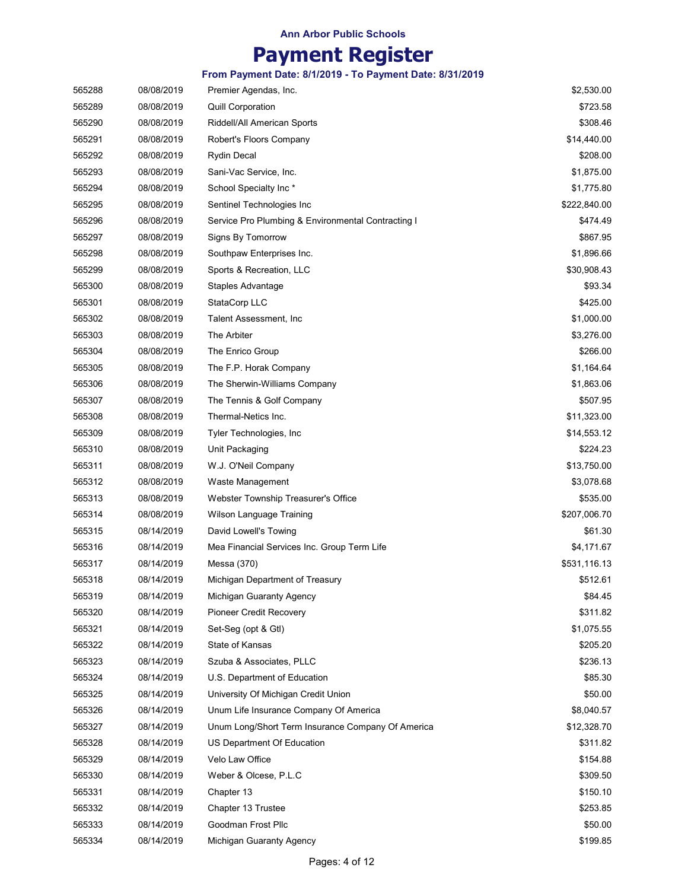**Ann Arbor Public Schools**

# Payment Register

**From Payment Date: 8/1/2019 - To Payment Date: 8/31/2019**

| | | | |
|---|---|---|---|
| 565288 | 08/08/2019 | Premier Agendas, Inc. | $2,530.00 |
| 565289 | 08/08/2019 | Quill Corporation | $723.58 |
| 565290 | 08/08/2019 | Riddell/All American Sports | $308.46 |
| 565291 | 08/08/2019 | Robert's Floors Company | $14,440.00 |
| 565292 | 08/08/2019 | Rydin Decal | $208.00 |
| 565293 | 08/08/2019 | Sani-Vac Service, Inc. | $1,875.00 |
| 565294 | 08/08/2019 | School Specialty Inc * | $1,775.80 |
| 565295 | 08/08/2019 | Sentinel Technologies Inc | $222,840.00 |
| 565296 | 08/08/2019 | Service Pro Plumbing & Environmental Contracting I | $474.49 |
| 565297 | 08/08/2019 | Signs By Tomorrow | $867.95 |
| 565298 | 08/08/2019 | Southpaw Enterprises Inc. | $1,896.66 |
| 565299 | 08/08/2019 | Sports & Recreation, LLC | $30,908.43 |
| 565300 | 08/08/2019 | Staples Advantage | $93.34 |
| 565301 | 08/08/2019 | StataCorp LLC | $425.00 |
| 565302 | 08/08/2019 | Talent Assessment, Inc | $1,000.00 |
| 565303 | 08/08/2019 | The Arbiter | $3,276.00 |
| 565304 | 08/08/2019 | The Enrico Group | $266.00 |
| 565305 | 08/08/2019 | The F.P. Horak Company | $1,164.64 |
| 565306 | 08/08/2019 | The Sherwin-Williams Company | $1,863.06 |
| 565307 | 08/08/2019 | The Tennis & Golf Company | $507.95 |
| 565308 | 08/08/2019 | Thermal-Netics Inc. | $11,323.00 |
| 565309 | 08/08/2019 | Tyler Technologies, Inc | $14,553.12 |
| 565310 | 08/08/2019 | Unit Packaging | $224.23 |
| 565311 | 08/08/2019 | W.J. O'Neil Company | $13,750.00 |
| 565312 | 08/08/2019 | Waste Management | $3,078.68 |
| 565313 | 08/08/2019 | Webster Township Treasurer's Office | $535.00 |
| 565314 | 08/08/2019 | Wilson Language Training | $207,006.70 |
| 565315 | 08/14/2019 | David Lowell's Towing | $61.30 |
| 565316 | 08/14/2019 | Mea Financial Services Inc. Group Term Life | $4,171.67 |
| 565317 | 08/14/2019 | Messa (370) | $531,116.13 |
| 565318 | 08/14/2019 | Michigan Department of Treasury | $512.61 |
| 565319 | 08/14/2019 | Michigan Guaranty Agency | $84.45 |
| 565320 | 08/14/2019 | Pioneer Credit Recovery | $311.82 |
| 565321 | 08/14/2019 | Set-Seg (opt & Gtl) | $1,075.55 |
| 565322 | 08/14/2019 | State of Kansas | $205.20 |
| 565323 | 08/14/2019 | Szuba & Associates, PLLC | $236.13 |
| 565324 | 08/14/2019 | U.S. Department of Education | $85.30 |
| 565325 | 08/14/2019 | University Of Michigan Credit Union | $50.00 |
| 565326 | 08/14/2019 | Unum Life Insurance Company Of America | $8,040.57 |
| 565327 | 08/14/2019 | Unum Long/Short Term Insurance Company Of America | $12,328.70 |
| 565328 | 08/14/2019 | US Department Of Education | $311.82 |
| 565329 | 08/14/2019 | Velo Law Office | $154.88 |
| 565330 | 08/14/2019 | Weber & Olcese, P.L.C | $309.50 |
| 565331 | 08/14/2019 | Chapter 13 | $150.10 |
| 565332 | 08/14/2019 | Chapter 13 Trustee | $253.85 |
| 565333 | 08/14/2019 | Goodman Frost Pllc | $50.00 |
| 565334 | 08/14/2019 | Michigan Guaranty Agency | $199.85 |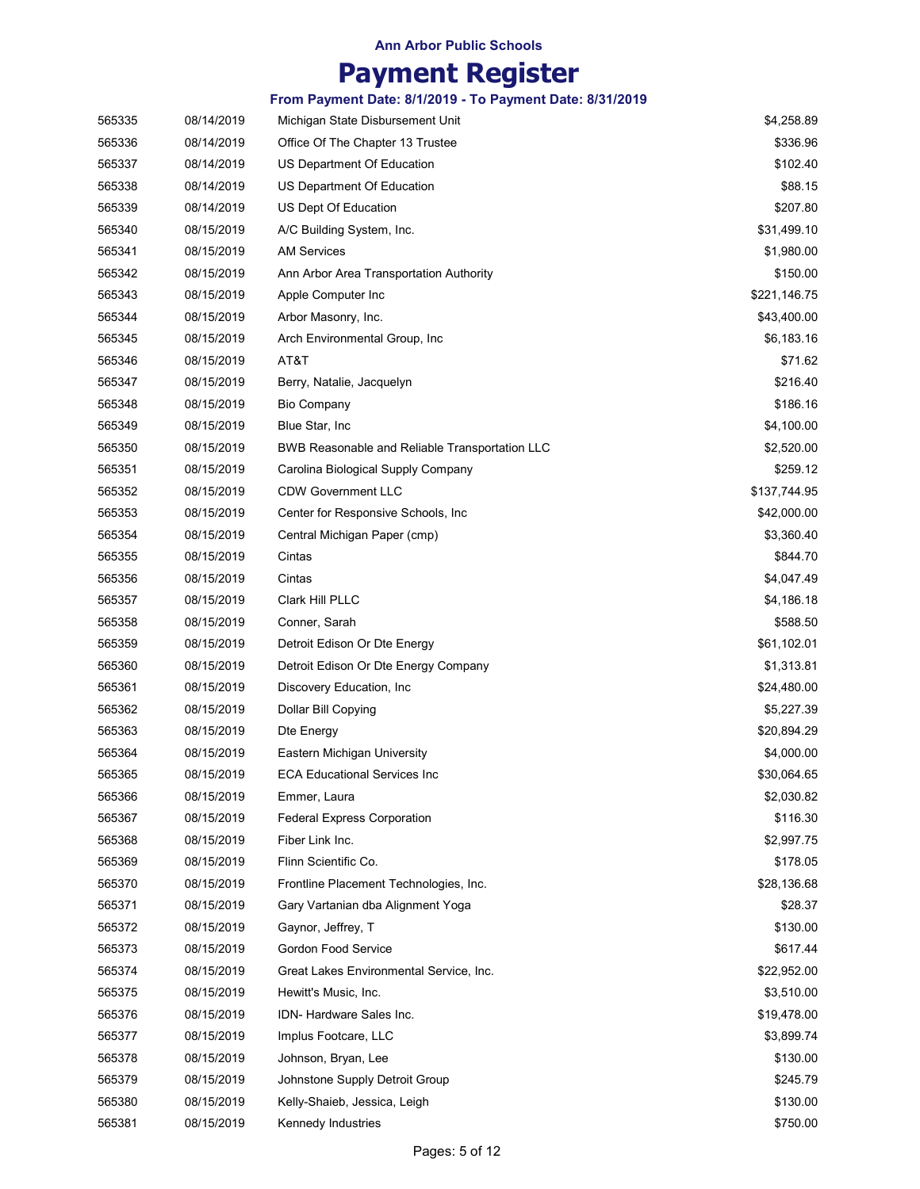Ann Arbor Public Schools

# Payment Register

### From Payment Date: 8/1/2019 - To Payment Date: 8/31/2019

| | | | |
|---|---|---|---|
| 565335 | 08/14/2019 | Michigan State Disbursement Unit | $4,258.89 |
| 565336 | 08/14/2019 | Office Of The Chapter 13 Trustee | $336.96 |
| 565337 | 08/14/2019 | US Department Of Education | $102.40 |
| 565338 | 08/14/2019 | US Department Of Education | $88.15 |
| 565339 | 08/14/2019 | US Dept Of Education | $207.80 |
| 565340 | 08/15/2019 | A/C Building System, Inc. | $31,499.10 |
| 565341 | 08/15/2019 | AM Services | $1,980.00 |
| 565342 | 08/15/2019 | Ann Arbor Area Transportation Authority | $150.00 |
| 565343 | 08/15/2019 | Apple Computer Inc | $221,146.75 |
| 565344 | 08/15/2019 | Arbor Masonry, Inc. | $43,400.00 |
| 565345 | 08/15/2019 | Arch Environmental Group, Inc | $6,183.16 |
| 565346 | 08/15/2019 | AT&T | $71.62 |
| 565347 | 08/15/2019 | Berry, Natalie, Jacquelyn | $216.40 |
| 565348 | 08/15/2019 | Bio Company | $186.16 |
| 565349 | 08/15/2019 | Blue Star, Inc | $4,100.00 |
| 565350 | 08/15/2019 | BWB Reasonable and Reliable Transportation LLC | $2,520.00 |
| 565351 | 08/15/2019 | Carolina Biological Supply Company | $259.12 |
| 565352 | 08/15/2019 | CDW Government LLC | $137,744.95 |
| 565353 | 08/15/2019 | Center for Responsive Schools, Inc | $42,000.00 |
| 565354 | 08/15/2019 | Central Michigan Paper (cmp) | $3,360.40 |
| 565355 | 08/15/2019 | Cintas | $844.70 |
| 565356 | 08/15/2019 | Cintas | $4,047.49 |
| 565357 | 08/15/2019 | Clark Hill PLLC | $4,186.18 |
| 565358 | 08/15/2019 | Conner, Sarah | $588.50 |
| 565359 | 08/15/2019 | Detroit Edison Or Dte Energy | $61,102.01 |
| 565360 | 08/15/2019 | Detroit Edison Or Dte Energy Company | $1,313.81 |
| 565361 | 08/15/2019 | Discovery Education, Inc | $24,480.00 |
| 565362 | 08/15/2019 | Dollar Bill Copying | $5,227.39 |
| 565363 | 08/15/2019 | Dte Energy | $20,894.29 |
| 565364 | 08/15/2019 | Eastern Michigan University | $4,000.00 |
| 565365 | 08/15/2019 | ECA Educational Services Inc | $30,064.65 |
| 565366 | 08/15/2019 | Emmer, Laura | $2,030.82 |
| 565367 | 08/15/2019 | Federal Express Corporation | $116.30 |
| 565368 | 08/15/2019 | Fiber Link Inc. | $2,997.75 |
| 565369 | 08/15/2019 | Flinn Scientific Co. | $178.05 |
| 565370 | 08/15/2019 | Frontline Placement Technologies, Inc. | $28,136.68 |
| 565371 | 08/15/2019 | Gary Vartanian dba Alignment Yoga | $28.37 |
| 565372 | 08/15/2019 | Gaynor, Jeffrey, T | $130.00 |
| 565373 | 08/15/2019 | Gordon Food Service | $617.44 |
| 565374 | 08/15/2019 | Great Lakes Environmental Service, Inc. | $22,952.00 |
| 565375 | 08/15/2019 | Hewitt's Music, Inc. | $3,510.00 |
| 565376 | 08/15/2019 | IDN- Hardware Sales Inc. | $19,478.00 |
| 565377 | 08/15/2019 | Implus Footcare, LLC | $3,899.74 |
| 565378 | 08/15/2019 | Johnson, Bryan, Lee | $130.00 |
| 565379 | 08/15/2019 | Johnstone Supply Detroit Group | $245.79 |
| 565380 | 08/15/2019 | Kelly-Shaieb, Jessica, Leigh | $130.00 |
| 565381 | 08/15/2019 | Kennedy Industries | $750.00 |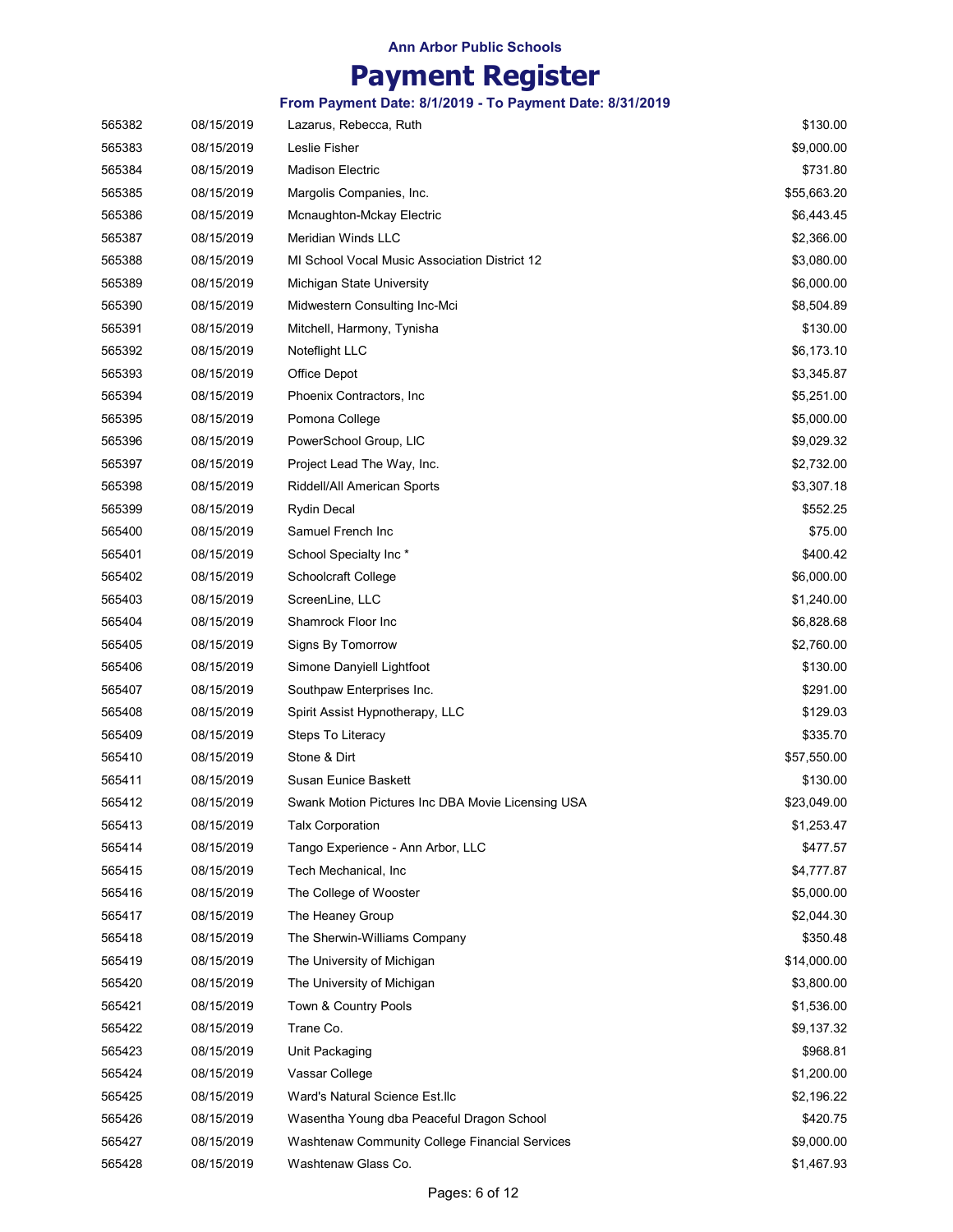Ann Arbor Public Schools

# Payment Register

**From Payment Date: 8/1/2019 - To Payment Date: 8/31/2019**

| | | | |
|---|---|---|---|
| 565382 | 08/15/2019 | Lazarus, Rebecca, Ruth | $130.00 |
| 565383 | 08/15/2019 | Leslie Fisher | $9,000.00 |
| 565384 | 08/15/2019 | Madison Electric | $731.80 |
| 565385 | 08/15/2019 | Margolis Companies, Inc. | $55,663.20 |
| 565386 | 08/15/2019 | Mcnaughton-Mckay Electric | $6,443.45 |
| 565387 | 08/15/2019 | Meridian Winds LLC | $2,366.00 |
| 565388 | 08/15/2019 | MI School Vocal Music Association District 12 | $3,080.00 |
| 565389 | 08/15/2019 | Michigan State University | $6,000.00 |
| 565390 | 08/15/2019 | Midwestern Consulting Inc-Mci | $8,504.89 |
| 565391 | 08/15/2019 | Mitchell, Harmony, Tynisha | $130.00 |
| 565392 | 08/15/2019 | Noteflight LLC | $6,173.10 |
| 565393 | 08/15/2019 | Office Depot | $3,345.87 |
| 565394 | 08/15/2019 | Phoenix Contractors, Inc | $5,251.00 |
| 565395 | 08/15/2019 | Pomona College | $5,000.00 |
| 565396 | 08/15/2019 | PowerSchool Group, LlC | $9,029.32 |
| 565397 | 08/15/2019 | Project Lead The Way, Inc. | $2,732.00 |
| 565398 | 08/15/2019 | Riddell/All American Sports | $3,307.18 |
| 565399 | 08/15/2019 | Rydin Decal | $552.25 |
| 565400 | 08/15/2019 | Samuel French Inc | $75.00 |
| 565401 | 08/15/2019 | School Specialty Inc * | $400.42 |
| 565402 | 08/15/2019 | Schoolcraft College | $6,000.00 |
| 565403 | 08/15/2019 | ScreenLine, LLC | $1,240.00 |
| 565404 | 08/15/2019 | Shamrock Floor Inc | $6,828.68 |
| 565405 | 08/15/2019 | Signs By Tomorrow | $2,760.00 |
| 565406 | 08/15/2019 | Simone Danyiell Lightfoot | $130.00 |
| 565407 | 08/15/2019 | Southpaw Enterprises Inc. | $291.00 |
| 565408 | 08/15/2019 | Spirit Assist Hypnotherapy, LLC | $129.03 |
| 565409 | 08/15/2019 | Steps To Literacy | $335.70 |
| 565410 | 08/15/2019 | Stone & Dirt | $57,550.00 |
| 565411 | 08/15/2019 | Susan Eunice Baskett | $130.00 |
| 565412 | 08/15/2019 | Swank Motion Pictures Inc DBA Movie Licensing USA | $23,049.00 |
| 565413 | 08/15/2019 | Talx Corporation | $1,253.47 |
| 565414 | 08/15/2019 | Tango Experience - Ann Arbor, LLC | $477.57 |
| 565415 | 08/15/2019 | Tech Mechanical, Inc | $4,777.87 |
| 565416 | 08/15/2019 | The College of Wooster | $5,000.00 |
| 565417 | 08/15/2019 | The Heaney Group | $2,044.30 |
| 565418 | 08/15/2019 | The Sherwin-Williams Company | $350.48 |
| 565419 | 08/15/2019 | The University of Michigan | $14,000.00 |
| 565420 | 08/15/2019 | The University of Michigan | $3,800.00 |
| 565421 | 08/15/2019 | Town & Country Pools | $1,536.00 |
| 565422 | 08/15/2019 | Trane Co. | $9,137.32 |
| 565423 | 08/15/2019 | Unit Packaging | $968.81 |
| 565424 | 08/15/2019 | Vassar College | $1,200.00 |
| 565425 | 08/15/2019 | Ward's Natural Science Est.llc | $2,196.22 |
| 565426 | 08/15/2019 | Wasentha Young dba Peaceful Dragon School | $420.75 |
| 565427 | 08/15/2019 | Washtenaw Community College Financial Services | $9,000.00 |
| 565428 | 08/15/2019 | Washtenaw Glass Co. | $1,467.93 |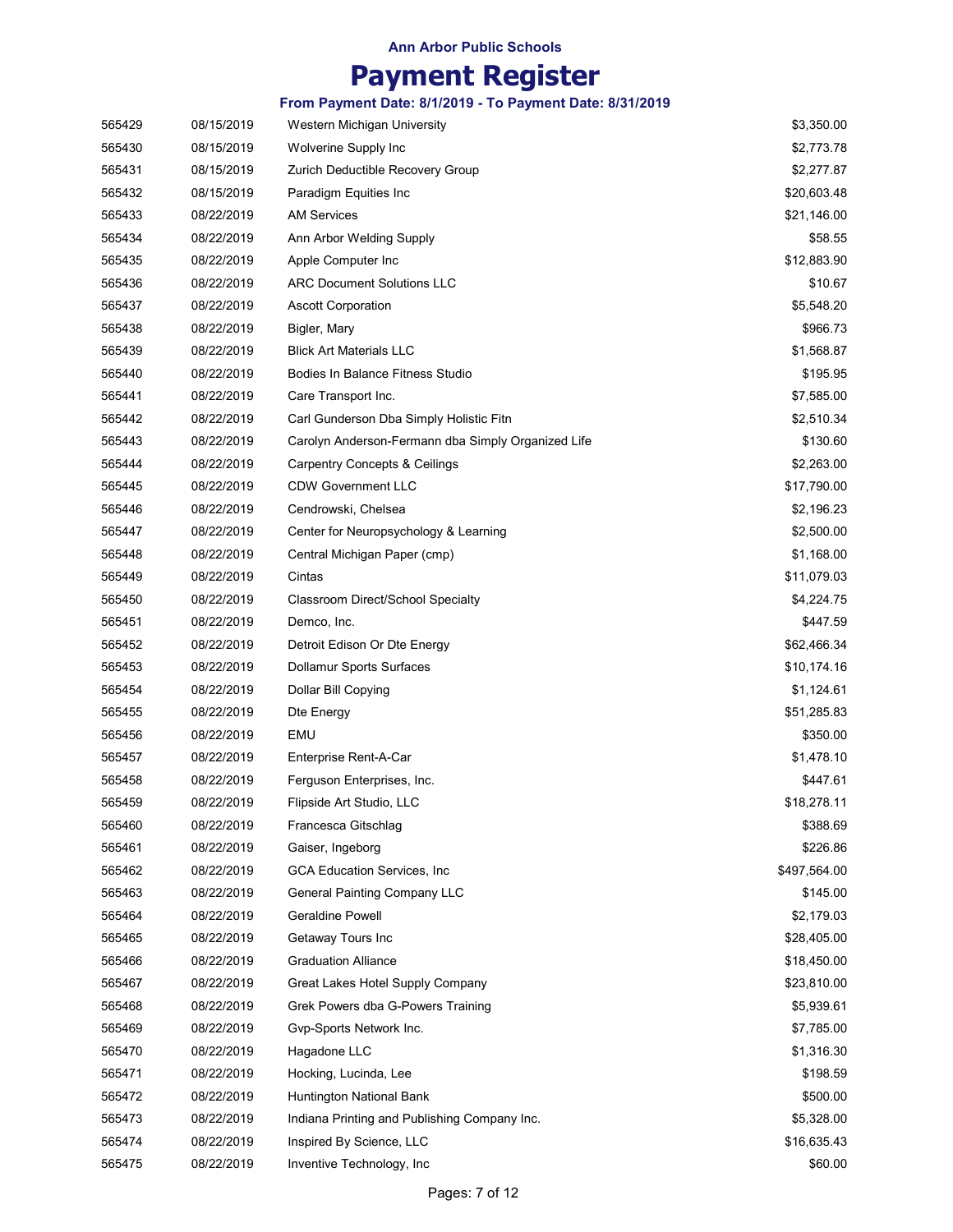# Ann Arbor Public Schools

# Payment Register

### From Payment Date: 8/1/2019 - To Payment Date: 8/31/2019

| | | | |
|---|---|---|---|
| 565429 | 08/15/2019 | Western Michigan University | $3,350.00 |
| 565430 | 08/15/2019 | Wolverine Supply Inc | $2,773.78 |
| 565431 | 08/15/2019 | Zurich Deductible Recovery Group | $2,277.87 |
| 565432 | 08/15/2019 | Paradigm Equities Inc | $20,603.48 |
| 565433 | 08/22/2019 | AM Services | $21,146.00 |
| 565434 | 08/22/2019 | Ann Arbor Welding Supply | $58.55 |
| 565435 | 08/22/2019 | Apple Computer Inc | $12,883.90 |
| 565436 | 08/22/2019 | ARC Document Solutions LLC | $10.67 |
| 565437 | 08/22/2019 | Ascott Corporation | $5,548.20 |
| 565438 | 08/22/2019 | Bigler, Mary | $966.73 |
| 565439 | 08/22/2019 | Blick Art Materials LLC | $1,568.87 |
| 565440 | 08/22/2019 | Bodies In Balance Fitness Studio | $195.95 |
| 565441 | 08/22/2019 | Care Transport Inc. | $7,585.00 |
| 565442 | 08/22/2019 | Carl Gunderson Dba Simply Holistic Fitn | $2,510.34 |
| 565443 | 08/22/2019 | Carolyn Anderson-Fermann dba Simply Organized Life | $130.60 |
| 565444 | 08/22/2019 | Carpentry Concepts & Ceilings | $2,263.00 |
| 565445 | 08/22/2019 | CDW Government LLC | $17,790.00 |
| 565446 | 08/22/2019 | Cendrowski, Chelsea | $2,196.23 |
| 565447 | 08/22/2019 | Center for Neuropsychology & Learning | $2,500.00 |
| 565448 | 08/22/2019 | Central Michigan Paper (cmp) | $1,168.00 |
| 565449 | 08/22/2019 | Cintas | $11,079.03 |
| 565450 | 08/22/2019 | Classroom Direct/School Specialty | $4,224.75 |
| 565451 | 08/22/2019 | Demco, Inc. | $447.59 |
| 565452 | 08/22/2019 | Detroit Edison Or Dte Energy | $62,466.34 |
| 565453 | 08/22/2019 | Dollamur Sports Surfaces | $10,174.16 |
| 565454 | 08/22/2019 | Dollar Bill Copying | $1,124.61 |
| 565455 | 08/22/2019 | Dte Energy | $51,285.83 |
| 565456 | 08/22/2019 | EMU | $350.00 |
| 565457 | 08/22/2019 | Enterprise Rent-A-Car | $1,478.10 |
| 565458 | 08/22/2019 | Ferguson Enterprises, Inc. | $447.61 |
| 565459 | 08/22/2019 | Flipside Art Studio, LLC | $18,278.11 |
| 565460 | 08/22/2019 | Francesca Gitschlag | $388.69 |
| 565461 | 08/22/2019 | Gaiser, Ingeborg | $226.86 |
| 565462 | 08/22/2019 | GCA Education Services, Inc | $497,564.00 |
| 565463 | 08/22/2019 | General Painting Company LLC | $145.00 |
| 565464 | 08/22/2019 | Geraldine Powell | $2,179.03 |
| 565465 | 08/22/2019 | Getaway Tours Inc | $28,405.00 |
| 565466 | 08/22/2019 | Graduation Alliance | $18,450.00 |
| 565467 | 08/22/2019 | Great Lakes Hotel Supply Company | $23,810.00 |
| 565468 | 08/22/2019 | Grek Powers dba G-Powers Training | $5,939.61 |
| 565469 | 08/22/2019 | Gvp-Sports Network Inc. | $7,785.00 |
| 565470 | 08/22/2019 | Hagadone LLC | $1,316.30 |
| 565471 | 08/22/2019 | Hocking, Lucinda, Lee | $198.59 |
| 565472 | 08/22/2019 | Huntington National Bank | $500.00 |
| 565473 | 08/22/2019 | Indiana Printing and Publishing Company Inc. | $5,328.00 |
| 565474 | 08/22/2019 | Inspired By Science, LLC | $16,635.43 |
| 565475 | 08/22/2019 | Inventive Technology, Inc | $60.00 |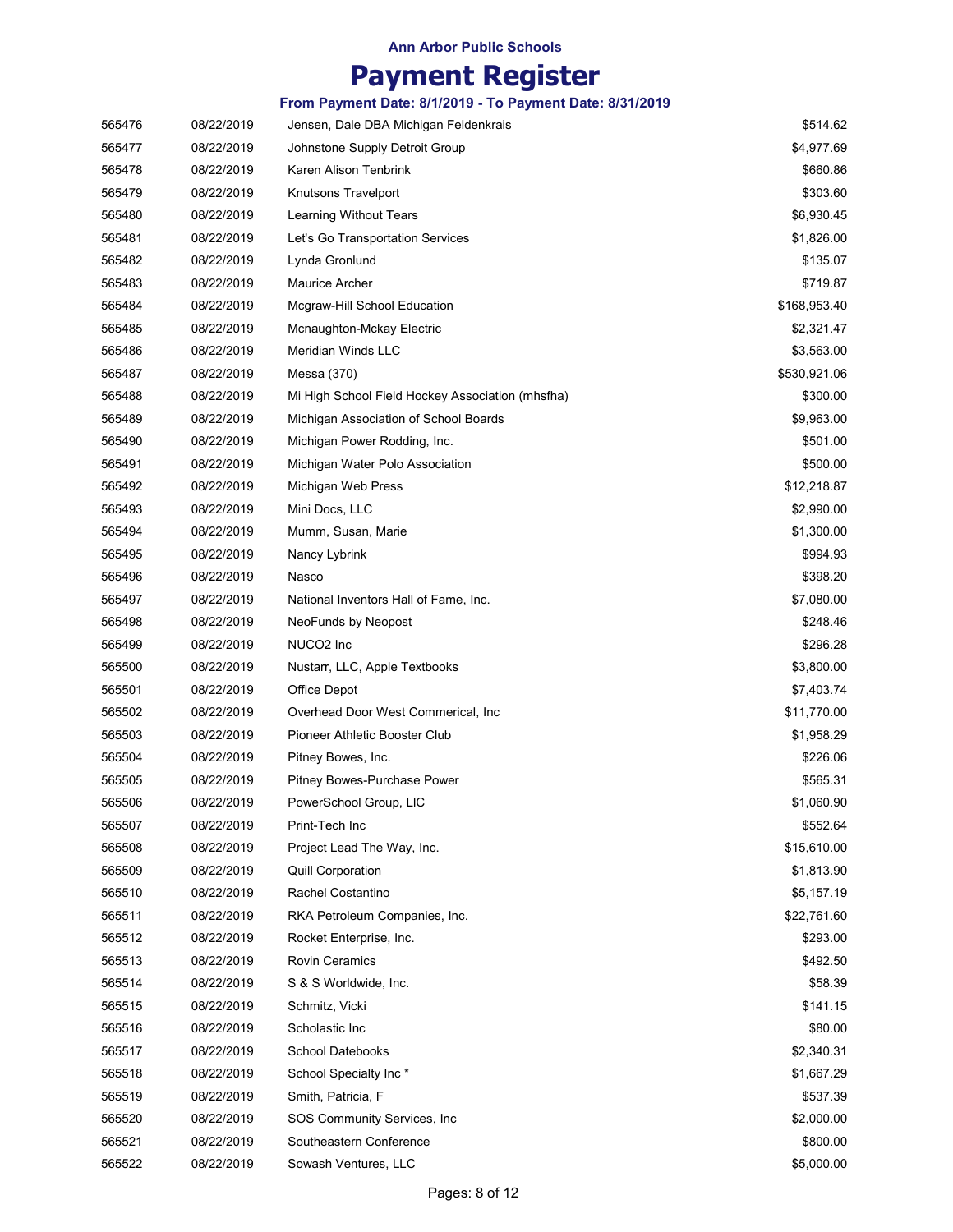Ann Arbor Public Schools

# Payment Register

### From Payment Date: 8/1/2019 - To Payment Date: 8/31/2019

| | | | |
|---|---|---|---|
| 565476 | 08/22/2019 | Jensen, Dale DBA Michigan Feldenkrais | $514.62 |
| 565477 | 08/22/2019 | Johnstone Supply Detroit Group | $4,977.69 |
| 565478 | 08/22/2019 | Karen Alison Tenbrink | $660.86 |
| 565479 | 08/22/2019 | Knutsons Travelport | $303.60 |
| 565480 | 08/22/2019 | Learning Without Tears | $6,930.45 |
| 565481 | 08/22/2019 | Let's Go Transportation Services | $1,826.00 |
| 565482 | 08/22/2019 | Lynda Gronlund | $135.07 |
| 565483 | 08/22/2019 | Maurice Archer | $719.87 |
| 565484 | 08/22/2019 | Mcgraw-Hill School Education | $168,953.40 |
| 565485 | 08/22/2019 | Mcnaughton-Mckay Electric | $2,321.47 |
| 565486 | 08/22/2019 | Meridian Winds LLC | $3,563.00 |
| 565487 | 08/22/2019 | Messa (370) | $530,921.06 |
| 565488 | 08/22/2019 | Mi High School Field Hockey Association (mhsfha) | $300.00 |
| 565489 | 08/22/2019 | Michigan Association of School Boards | $9,963.00 |
| 565490 | 08/22/2019 | Michigan Power Rodding, Inc. | $501.00 |
| 565491 | 08/22/2019 | Michigan Water Polo Association | $500.00 |
| 565492 | 08/22/2019 | Michigan Web Press | $12,218.87 |
| 565493 | 08/22/2019 | Mini Docs, LLC | $2,990.00 |
| 565494 | 08/22/2019 | Mumm, Susan, Marie | $1,300.00 |
| 565495 | 08/22/2019 | Nancy Lybrink | $994.93 |
| 565496 | 08/22/2019 | Nasco | $398.20 |
| 565497 | 08/22/2019 | National Inventors Hall of Fame, Inc. | $7,080.00 |
| 565498 | 08/22/2019 | NeoFunds by Neopost | $248.46 |
| 565499 | 08/22/2019 | NUCO2 Inc | $296.28 |
| 565500 | 08/22/2019 | Nustarr, LLC, Apple Textbooks | $3,800.00 |
| 565501 | 08/22/2019 | Office Depot | $7,403.74 |
| 565502 | 08/22/2019 | Overhead Door West Commerical, Inc | $11,770.00 |
| 565503 | 08/22/2019 | Pioneer Athletic Booster Club | $1,958.29 |
| 565504 | 08/22/2019 | Pitney Bowes, Inc. | $226.06 |
| 565505 | 08/22/2019 | Pitney Bowes-Purchase Power | $565.31 |
| 565506 | 08/22/2019 | PowerSchool Group, LlC | $1,060.90 |
| 565507 | 08/22/2019 | Print-Tech Inc | $552.64 |
| 565508 | 08/22/2019 | Project Lead The Way, Inc. | $15,610.00 |
| 565509 | 08/22/2019 | Quill Corporation | $1,813.90 |
| 565510 | 08/22/2019 | Rachel Costantino | $5,157.19 |
| 565511 | 08/22/2019 | RKA Petroleum Companies, Inc. | $22,761.60 |
| 565512 | 08/22/2019 | Rocket Enterprise, Inc. | $293.00 |
| 565513 | 08/22/2019 | Rovin Ceramics | $492.50 |
| 565514 | 08/22/2019 | S & S Worldwide, Inc. | $58.39 |
| 565515 | 08/22/2019 | Schmitz, Vicki | $141.15 |
| 565516 | 08/22/2019 | Scholastic Inc | $80.00 |
| 565517 | 08/22/2019 | School Datebooks | $2,340.31 |
| 565518 | 08/22/2019 | School Specialty Inc * | $1,667.29 |
| 565519 | 08/22/2019 | Smith, Patricia, F | $537.39 |
| 565520 | 08/22/2019 | SOS Community Services, Inc | $2,000.00 |
| 565521 | 08/22/2019 | Southeastern Conference | $800.00 |
| 565522 | 08/22/2019 | Sowash Ventures, LLC | $5,000.00 |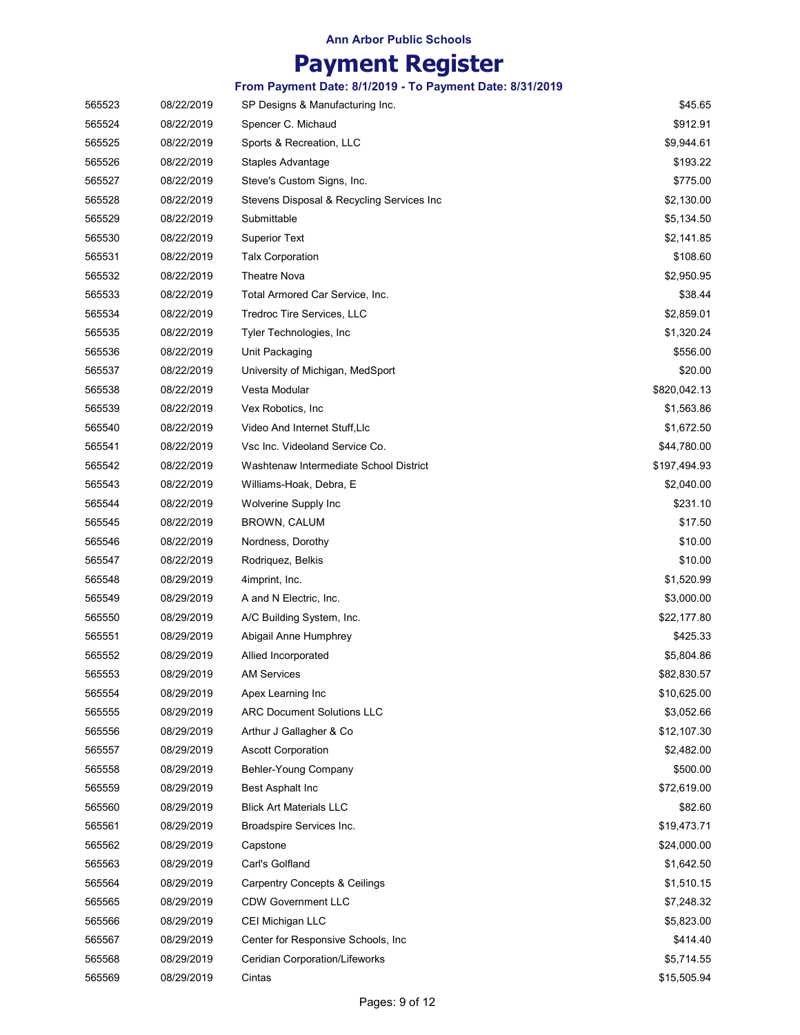Ann Arbor Public Schools

# Payment Register

**From Payment Date: 8/1/2019 - To Payment Date: 8/31/2019**

| | | | |
|---|---|---|---|
| 565523 | 08/22/2019 | SP Designs & Manufacturing Inc. | $45.65 |
| 565524 | 08/22/2019 | Spencer C. Michaud | $912.91 |
| 565525 | 08/22/2019 | Sports & Recreation, LLC | $9,944.61 |
| 565526 | 08/22/2019 | Staples Advantage | $193.22 |
| 565527 | 08/22/2019 | Steve's Custom Signs, Inc. | $775.00 |
| 565528 | 08/22/2019 | Stevens Disposal & Recycling Services Inc | $2,130.00 |
| 565529 | 08/22/2019 | Submittable | $5,134.50 |
| 565530 | 08/22/2019 | Superior Text | $2,141.85 |
| 565531 | 08/22/2019 | Talx Corporation | $108.60 |
| 565532 | 08/22/2019 | Theatre Nova | $2,950.95 |
| 565533 | 08/22/2019 | Total Armored Car Service, Inc. | $38.44 |
| 565534 | 08/22/2019 | Tredroc Tire Services, LLC | $2,859.01 |
| 565535 | 08/22/2019 | Tyler Technologies, Inc | $1,320.24 |
| 565536 | 08/22/2019 | Unit Packaging | $556.00 |
| 565537 | 08/22/2019 | University of Michigan, MedSport | $20.00 |
| 565538 | 08/22/2019 | Vesta Modular | $820,042.13 |
| 565539 | 08/22/2019 | Vex Robotics, Inc | $1,563.86 |
| 565540 | 08/22/2019 | Video And Internet Stuff,Llc | $1,672.50 |
| 565541 | 08/22/2019 | Vsc Inc. Videoland Service Co. | $44,780.00 |
| 565542 | 08/22/2019 | Washtenaw Intermediate School District | $197,494.93 |
| 565543 | 08/22/2019 | Williams-Hoak, Debra, E | $2,040.00 |
| 565544 | 08/22/2019 | Wolverine Supply Inc | $231.10 |
| 565545 | 08/22/2019 | BROWN, CALUM | $17.50 |
| 565546 | 08/22/2019 | Nordness, Dorothy | $10.00 |
| 565547 | 08/22/2019 | Rodriquez, Belkis | $10.00 |
| 565548 | 08/29/2019 | 4imprint, Inc. | $1,520.99 |
| 565549 | 08/29/2019 | A and N Electric, Inc. | $3,000.00 |
| 565550 | 08/29/2019 | A/C Building System, Inc. | $22,177.80 |
| 565551 | 08/29/2019 | Abigail Anne Humphrey | $425.33 |
| 565552 | 08/29/2019 | Allied Incorporated | $5,804.86 |
| 565553 | 08/29/2019 | AM Services | $82,830.57 |
| 565554 | 08/29/2019 | Apex Learning Inc | $10,625.00 |
| 565555 | 08/29/2019 | ARC Document Solutions LLC | $3,052.66 |
| 565556 | 08/29/2019 | Arthur J Gallagher & Co | $12,107.30 |
| 565557 | 08/29/2019 | Ascott Corporation | $2,482.00 |
| 565558 | 08/29/2019 | Behler-Young Company | $500.00 |
| 565559 | 08/29/2019 | Best Asphalt Inc | $72,619.00 |
| 565560 | 08/29/2019 | Blick Art Materials LLC | $82.60 |
| 565561 | 08/29/2019 | Broadspire Services Inc. | $19,473.71 |
| 565562 | 08/29/2019 | Capstone | $24,000.00 |
| 565563 | 08/29/2019 | Carl's Golfland | $1,642.50 |
| 565564 | 08/29/2019 | Carpentry Concepts & Ceilings | $1,510.15 |
| 565565 | 08/29/2019 | CDW Government LLC | $7,248.32 |
| 565566 | 08/29/2019 | CEI Michigan LLC | $5,823.00 |
| 565567 | 08/29/2019 | Center for Responsive Schools, Inc | $414.40 |
| 565568 | 08/29/2019 | Ceridian Corporation/Lifeworks | $5,714.55 |
| 565569 | 08/29/2019 | Cintas | $15,505.94 |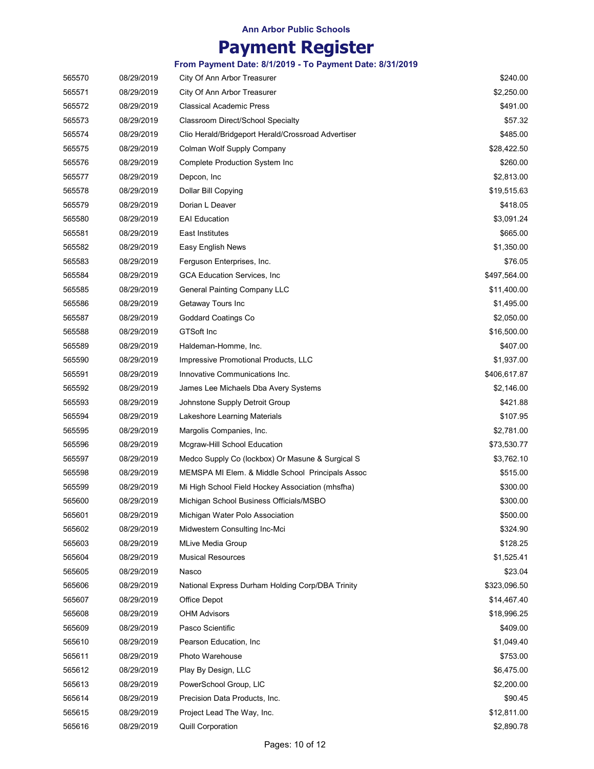Ann Arbor Public Schools

# Payment Register

### From Payment Date: 8/1/2019 - To Payment Date: 8/31/2019

| | | | |
|---|---|---|---|
| 565570 | 08/29/2019 | City Of Ann Arbor Treasurer | $240.00 |
| 565571 | 08/29/2019 | City Of Ann Arbor Treasurer | $2,250.00 |
| 565572 | 08/29/2019 | Classical Academic Press | $491.00 |
| 565573 | 08/29/2019 | Classroom Direct/School Specialty | $57.32 |
| 565574 | 08/29/2019 | Clio Herald/Bridgeport Herald/Crossroad Advertiser | $485.00 |
| 565575 | 08/29/2019 | Colman Wolf Supply Company | $28,422.50 |
| 565576 | 08/29/2019 | Complete Production System Inc | $260.00 |
| 565577 | 08/29/2019 | Depcon, Inc | $2,813.00 |
| 565578 | 08/29/2019 | Dollar Bill Copying | $19,515.63 |
| 565579 | 08/29/2019 | Dorian L Deaver | $418.05 |
| 565580 | 08/29/2019 | EAI Education | $3,091.24 |
| 565581 | 08/29/2019 | East Institutes | $665.00 |
| 565582 | 08/29/2019 | Easy English News | $1,350.00 |
| 565583 | 08/29/2019 | Ferguson Enterprises, Inc. | $76.05 |
| 565584 | 08/29/2019 | GCA Education Services, Inc | $497,564.00 |
| 565585 | 08/29/2019 | General Painting Company LLC | $11,400.00 |
| 565586 | 08/29/2019 | Getaway Tours Inc | $1,495.00 |
| 565587 | 08/29/2019 | Goddard Coatings Co | $2,050.00 |
| 565588 | 08/29/2019 | GTSoft Inc | $16,500.00 |
| 565589 | 08/29/2019 | Haldeman-Homme, Inc. | $407.00 |
| 565590 | 08/29/2019 | Impressive Promotional Products, LLC | $1,937.00 |
| 565591 | 08/29/2019 | Innovative Communications Inc. | $406,617.87 |
| 565592 | 08/29/2019 | James Lee Michaels Dba Avery Systems | $2,146.00 |
| 565593 | 08/29/2019 | Johnstone Supply Detroit Group | $421.88 |
| 565594 | 08/29/2019 | Lakeshore Learning Materials | $107.95 |
| 565595 | 08/29/2019 | Margolis Companies, Inc. | $2,781.00 |
| 565596 | 08/29/2019 | Mcgraw-Hill School Education | $73,530.77 |
| 565597 | 08/29/2019 | Medco Supply Co (lockbox) Or Masune & Surgical S | $3,762.10 |
| 565598 | 08/29/2019 | MEMSPA MI Elem. & Middle School Principals Assoc | $515.00 |
| 565599 | 08/29/2019 | Mi High School Field Hockey Association (mhsfha) | $300.00 |
| 565600 | 08/29/2019 | Michigan School Business Officials/MSBO | $300.00 |
| 565601 | 08/29/2019 | Michigan Water Polo Association | $500.00 |
| 565602 | 08/29/2019 | Midwestern Consulting Inc-Mci | $324.90 |
| 565603 | 08/29/2019 | MLive Media Group | $128.25 |
| 565604 | 08/29/2019 | Musical Resources | $1,525.41 |
| 565605 | 08/29/2019 | Nasco | $23.04 |
| 565606 | 08/29/2019 | National Express Durham Holding Corp/DBA Trinity | $323,096.50 |
| 565607 | 08/29/2019 | Office Depot | $14,467.40 |
| 565608 | 08/29/2019 | OHM Advisors | $18,996.25 |
| 565609 | 08/29/2019 | Pasco Scientific | $409.00 |
| 565610 | 08/29/2019 | Pearson Education, Inc | $1,049.40 |
| 565611 | 08/29/2019 | Photo Warehouse | $753.00 |
| 565612 | 08/29/2019 | Play By Design, LLC | $6,475.00 |
| 565613 | 08/29/2019 | PowerSchool Group, LlC | $2,200.00 |
| 565614 | 08/29/2019 | Precision Data Products, Inc. | $90.45 |
| 565615 | 08/29/2019 | Project Lead The Way, Inc. | $12,811.00 |
| 565616 | 08/29/2019 | Quill Corporation | $2,890.78 |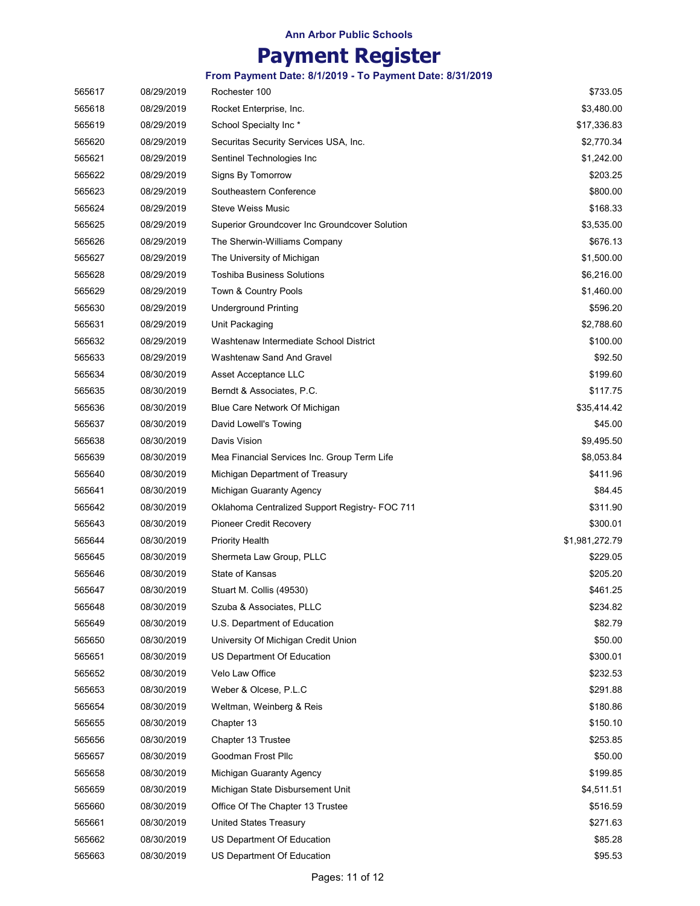**Ann Arbor Public Schools**

# Payment Register

**From Payment Date: 8/1/2019 - To Payment Date: 8/31/2019**

| | | | |
|---|---|---|---|
| 565617 | 08/29/2019 | Rochester 100 | $733.05 |
| 565618 | 08/29/2019 | Rocket Enterprise, Inc. | $3,480.00 |
| 565619 | 08/29/2019 | School Specialty Inc * | $17,336.83 |
| 565620 | 08/29/2019 | Securitas Security Services USA, Inc. | $2,770.34 |
| 565621 | 08/29/2019 | Sentinel Technologies Inc | $1,242.00 |
| 565622 | 08/29/2019 | Signs By Tomorrow | $203.25 |
| 565623 | 08/29/2019 | Southeastern Conference | $800.00 |
| 565624 | 08/29/2019 | Steve Weiss Music | $168.33 |
| 565625 | 08/29/2019 | Superior Groundcover Inc Groundcover Solution | $3,535.00 |
| 565626 | 08/29/2019 | The Sherwin-Williams Company | $676.13 |
| 565627 | 08/29/2019 | The University of Michigan | $1,500.00 |
| 565628 | 08/29/2019 | Toshiba Business Solutions | $6,216.00 |
| 565629 | 08/29/2019 | Town & Country Pools | $1,460.00 |
| 565630 | 08/29/2019 | Underground Printing | $596.20 |
| 565631 | 08/29/2019 | Unit Packaging | $2,788.60 |
| 565632 | 08/29/2019 | Washtenaw Intermediate School District | $100.00 |
| 565633 | 08/29/2019 | Washtenaw Sand And Gravel | $92.50 |
| 565634 | 08/30/2019 | Asset Acceptance LLC | $199.60 |
| 565635 | 08/30/2019 | Berndt & Associates, P.C. | $117.75 |
| 565636 | 08/30/2019 | Blue Care Network Of Michigan | $35,414.42 |
| 565637 | 08/30/2019 | David Lowell's Towing | $45.00 |
| 565638 | 08/30/2019 | Davis Vision | $9,495.50 |
| 565639 | 08/30/2019 | Mea Financial Services Inc. Group Term Life | $8,053.84 |
| 565640 | 08/30/2019 | Michigan Department of Treasury | $411.96 |
| 565641 | 08/30/2019 | Michigan Guaranty Agency | $84.45 |
| 565642 | 08/30/2019 | Oklahoma Centralized Support Registry- FOC 711 | $311.90 |
| 565643 | 08/30/2019 | Pioneer Credit Recovery | $300.01 |
| 565644 | 08/30/2019 | Priority Health | $1,981,272.79 |
| 565645 | 08/30/2019 | Shermeta Law Group, PLLC | $229.05 |
| 565646 | 08/30/2019 | State of Kansas | $205.20 |
| 565647 | 08/30/2019 | Stuart M. Collis (49530) | $461.25 |
| 565648 | 08/30/2019 | Szuba & Associates, PLLC | $234.82 |
| 565649 | 08/30/2019 | U.S. Department of Education | $82.79 |
| 565650 | 08/30/2019 | University Of Michigan Credit Union | $50.00 |
| 565651 | 08/30/2019 | US Department Of Education | $300.01 |
| 565652 | 08/30/2019 | Velo Law Office | $232.53 |
| 565653 | 08/30/2019 | Weber & Olcese, P.L.C | $291.88 |
| 565654 | 08/30/2019 | Weltman, Weinberg & Reis | $180.86 |
| 565655 | 08/30/2019 | Chapter 13 | $150.10 |
| 565656 | 08/30/2019 | Chapter 13 Trustee | $253.85 |
| 565657 | 08/30/2019 | Goodman Frost Pllc | $50.00 |
| 565658 | 08/30/2019 | Michigan Guaranty Agency | $199.85 |
| 565659 | 08/30/2019 | Michigan State Disbursement Unit | $4,511.51 |
| 565660 | 08/30/2019 | Office Of The Chapter 13 Trustee | $516.59 |
| 565661 | 08/30/2019 | United States Treasury | $271.63 |
| 565662 | 08/30/2019 | US Department Of Education | $85.28 |
| 565663 | 08/30/2019 | US Department Of Education | $95.53 |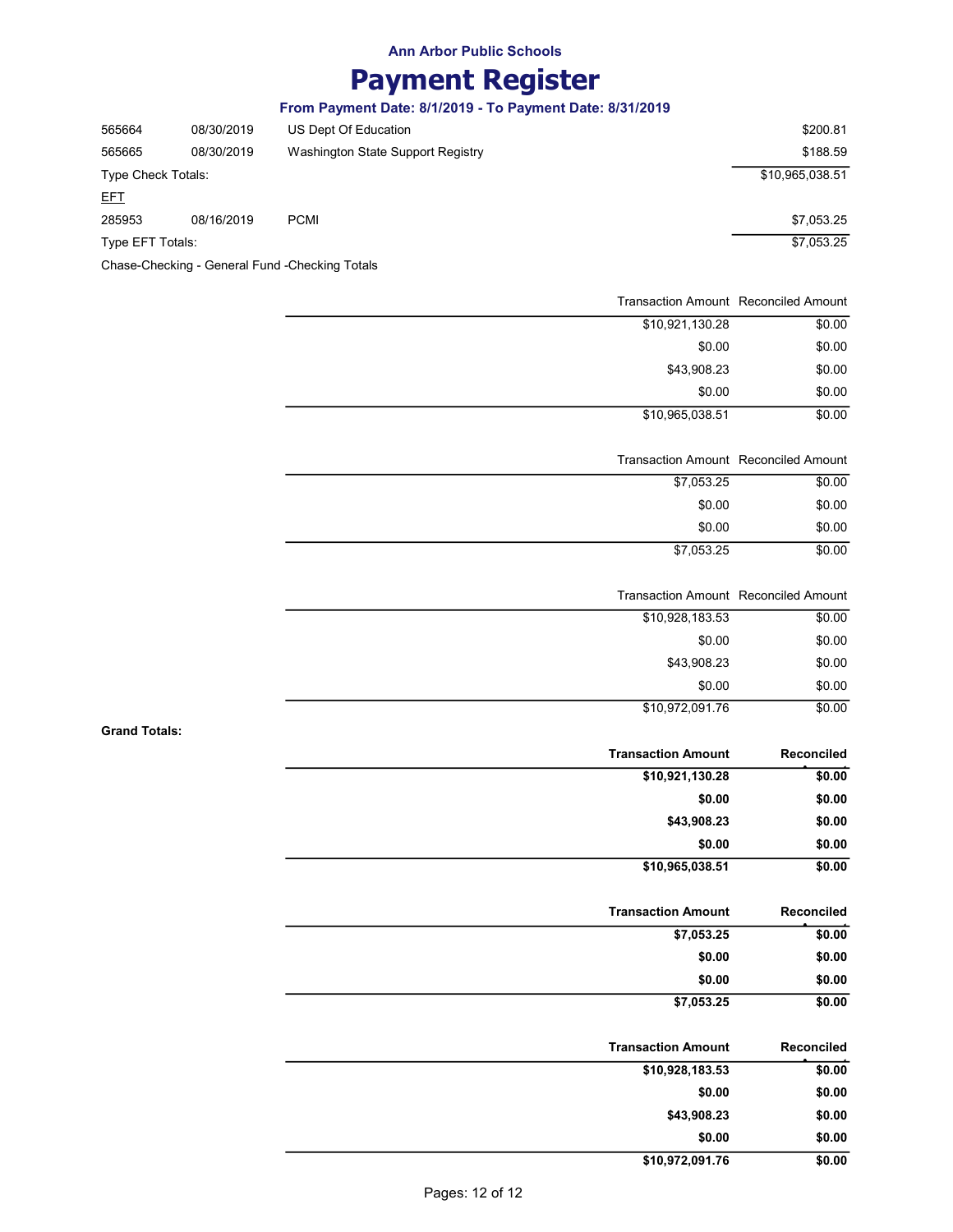Ann Arbor Public Schools

# Payment Register

**From Payment Date: 8/1/2019 - To Payment Date: 8/31/2019**

| | | | |
|---|---|---|---|
| 565664 | 08/30/2019 | US Dept Of Education | $200.81 |
| 565665 | 08/30/2019 | Washington State Support Registry | $188.59 |
| Type Check Totals: | | | $10,965,038.51 |

EFT

| | | | |
|---|---|---|---|
| 285953 | 08/16/2019 | PCMI | $7,053.25 |
| Type EFT Totals: | | | $7,053.25 |

Chase-Checking - General Fund -Checking Totals

| Transaction Amount | Reconciled Amount |
|---|---|
| $10,921,130.28 | $0.00 |
| $0.00 | $0.00 |
| $43,908.23 | $0.00 |
| $0.00 | $0.00 |
| $10,965,038.51 | $0.00 |

| Transaction Amount | Reconciled Amount |
|---|---|
| $7,053.25 | $0.00 |
| $0.00 | $0.00 |
| $0.00 | $0.00 |
| $7,053.25 | $0.00 |

| Transaction Amount | Reconciled Amount |
|---|---|
| $10,928,183.53 | $0.00 |
| $0.00 | $0.00 |
| $43,908.23 | $0.00 |
| $0.00 | $0.00 |
| $10,972,091.76 | $0.00 |

**Grand Totals:**

| **Transaction Amount** | **Reconciled Amount** |
|---|---|
| **$10,921,130.28** | **$0.00** |
| **$0.00** | **$0.00** |
| **$43,908.23** | **$0.00** |
| **$0.00** | **$0.00** |
| **$10,965,038.51** | **$0.00** |

| **Transaction Amount** | **Reconciled Amount** |
|---|---|
| **$7,053.25** | **$0.00** |
| **$0.00** | **$0.00** |
| **$0.00** | **$0.00** |
| **$7,053.25** | **$0.00** |

| **Transaction Amount** | **Reconciled Amount** |
|---|---|
| **$10,928,183.53** | **$0.00** |
| **$0.00** | **$0.00** |
| **$43,908.23** | **$0.00** |
| **$0.00** | **$0.00** |
| **$10,972,091.76** | **$0.00** |